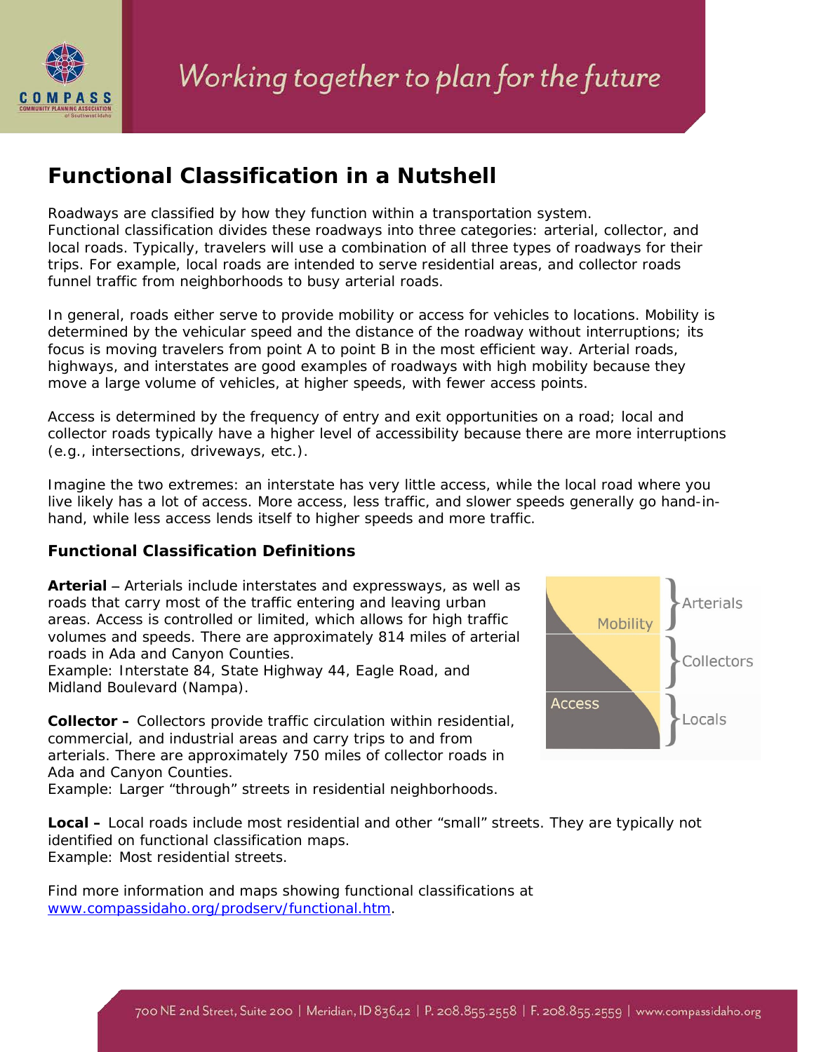# Functional Classification in a Nutshell

Roadways are classified by how they function within a transportation system. Functional classification divides these roadways into three categories: arterial, collector, and local roads. Typically, travelers will use a combination of all three types of roadways for their trips. For example, local roads are intended to serve residential areas, and collector roads funnel traffic from neighborhoods to busy arterial roads.

In general, roads either serve to provide mobility or access for vehicles to locations. Mobility is determined by the vehicular speed and the distance of the roadway without interruptions; its focus is moving travelers from point A to point B in the most efficient way. Arterial roads, highways, and interstates are good examples of roadways with high mobility because they move a large volume of vehicles, at higher speeds, with fewer access points.

Access is determined by the frequency of entry and exit opportunities on a road; local and collector roads typically have a higher level of accessibility because there are more interruptions (e.g., intersections, driveways, etc.).

Imagine the two extremes: an interstate has very little access, while the local road where you live likely has a lot of access. More access, less traffic, and slower speeds generally go hand-in-hand, while less access lends itself to higher speeds and more traffic.

### Functional Classification Definitions

**Arterial** – Arterials include interstates and expressways, as well as roads that carry most of the traffic entering and leaving urban areas. Access is controlled or limited, which allows for high traffic volumes and speeds. There are approximately 814 miles of arterial roads in Ada and Canyon Counties.
Example: Interstate 84, State Highway 44, Eagle Road, and Midland Boulevard (Nampa).

**Collector –** Collectors provide traffic circulation within residential, commercial, and industrial areas and carry trips to and from arterials. There are approximately 750 miles of collector roads in Ada and Canyon Counties.
Example: Larger "through" streets in residential neighborhoods.

**Local –** Local roads include most residential and other "small" streets. They are typically not identified on functional classification maps.
Example: Most residential streets.

Find more information and maps showing functional classifications at www.compassidaho.org/prodserv/functional.htm.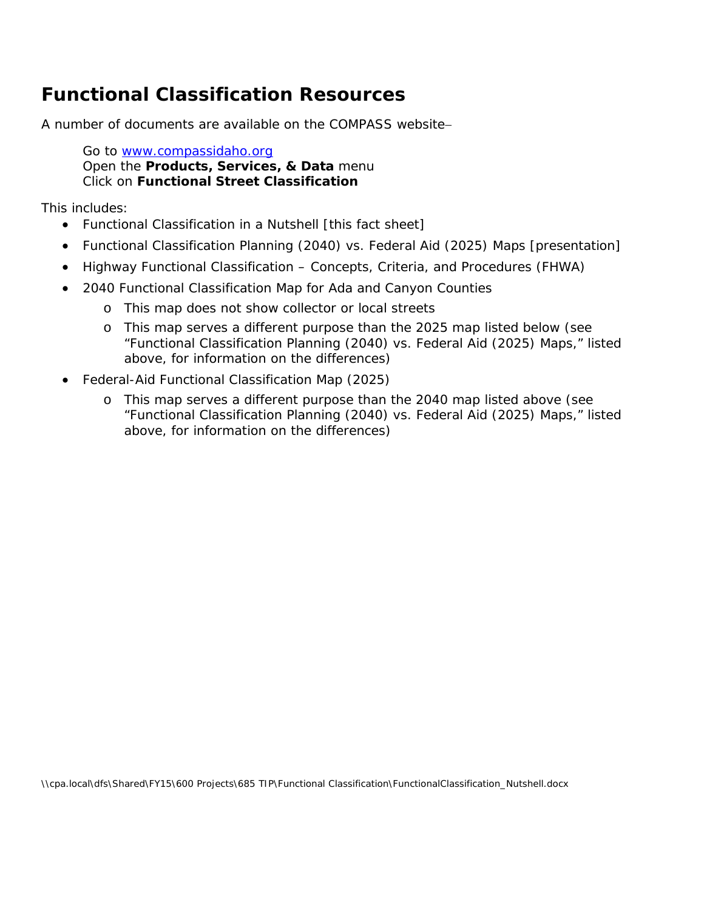## Functional Classification Resources

A number of documents are available on the COMPASS website–

Go to [www.compassidaho.org](http://www.compassidaho.org)
Open the **Products, Services, & Data** menu
Click on **Functional Street Classification**

This includes:

- Functional Classification in a Nutshell [this fact sheet]
- Functional Classification Planning (2040) vs. Federal Aid (2025) Maps [presentation]
- Highway Functional Classification – Concepts, Criteria, and Procedures (FHWA)
- 2040 Functional Classification Map for Ada and Canyon Counties
    - This map does not show collector or local streets
    - This map serves a different purpose than the 2025 map listed below (see "Functional Classification Planning (2040) vs. Federal Aid (2025) Maps," listed above, for information on the differences)
- Federal-Aid Functional Classification Map (2025)
    - This map serves a different purpose than the 2040 map listed above (see "Functional Classification Planning (2040) vs. Federal Aid (2025) Maps," listed above, for information on the differences)

\\cpa.local\dfs\Shared\FY15\600 Projects\685 TIP\Functional Classification\FunctionalClassification_Nutshell.docx